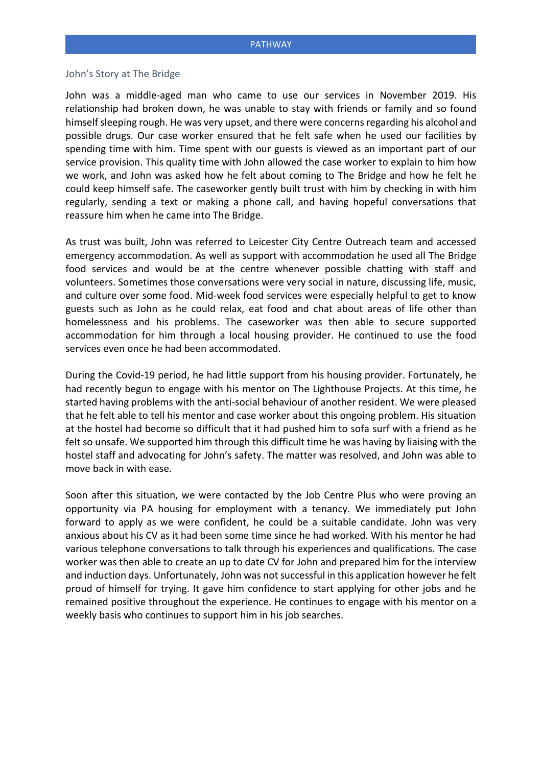## John's Story at The Bridge

John was a middle-aged man who came to use our services in November 2019. His relationship had broken down, he was unable to stay with friends or family and so found himself sleeping rough. He was very upset, and there were concerns regarding his alcohol and possible drugs. Our case worker ensured that he felt safe when he used our facilities by spending time with him. Time spent with our guests is viewed as an important part of our service provision. This quality time with John allowed the case worker to explain to him how we work, and John was asked how he felt about coming to The Bridge and how he felt he could keep himself safe. The caseworker gently built trust with him by checking in with him regularly, sending a text or making a phone call, and having hopeful conversations that reassure him when he came into The Bridge.

As trust was built, John was referred to Leicester City Centre Outreach team and accessed emergency accommodation. As well as support with accommodation he used all The Bridge food services and would be at the centre whenever possible chatting with staff and volunteers. Sometimes those conversations were very social in nature, discussing life, music, and culture over some food. Mid-week food services were especially helpful to get to know guests such as John as he could relax, eat food and chat about areas of life other than homelessness and his problems. The caseworker was then able to secure supported accommodation for him through a local housing provider. He continued to use the food services even once he had been accommodated.

During the Covid-19 period, he had little support from his housing provider. Fortunately, he had recently begun to engage with his mentor on The Lighthouse Projects. At this time, he started having problems with the anti-social behaviour of another resident. We were pleased that he felt able to tell his mentor and case worker about this ongoing problem. His situation at the hostel had become so difficult that it had pushed him to sofa surf with a friend as he felt so unsafe. We supported him through this difficult time he was having by liaising with the hostel staff and advocating for John's safety. The matter was resolved, and John was able to move back in with ease.

Soon after this situation, we were contacted by the Job Centre Plus who were proving an opportunity via PA housing for employment with a tenancy. We immediately put John forward to apply as we were confident, he could be a suitable candidate. John was very anxious about his CV as it had been some time since he had worked. With his mentor he had various telephone conversations to talk through his experiences and qualifications. The case worker was then able to create an up to date CV for John and prepared him for the interview and induction days. Unfortunately, John was not successful in this application however he felt proud of himself for trying. It gave him confidence to start applying for other jobs and he remained positive throughout the experience. He continues to engage with his mentor on a weekly basis who continues to support him in his job searches.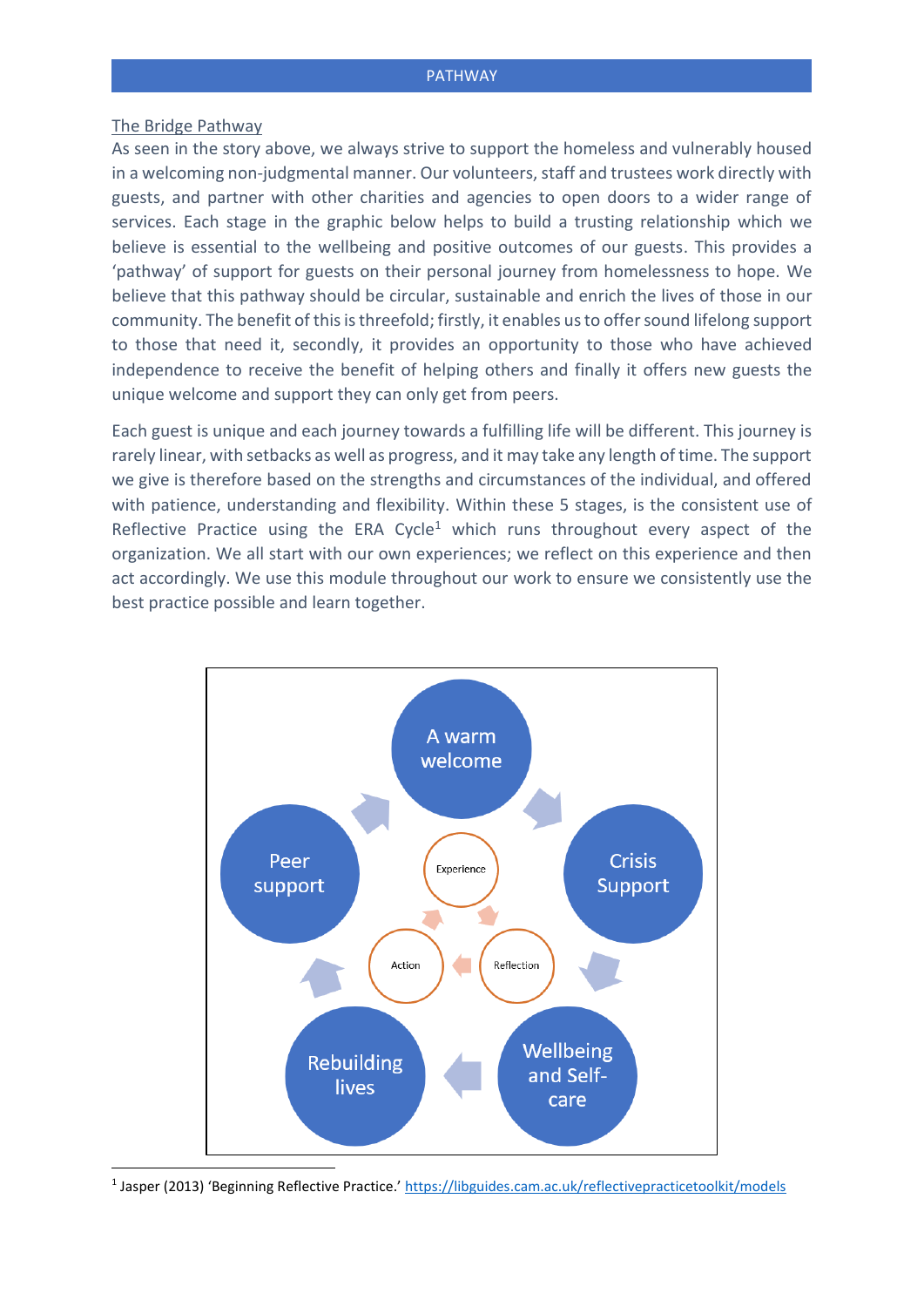PATHWAY

The Bridge Pathway

As seen in the story above, we always strive to support the homeless and vulnerably housed in a welcoming non-judgmental manner. Our volunteers, staff and trustees work directly with guests, and partner with other charities and agencies to open doors to a wider range of services. Each stage in the graphic below helps to build a trusting relationship which we believe is essential to the wellbeing and positive outcomes of our guests. This provides a 'pathway' of support for guests on their personal journey from homelessness to hope. We believe that this pathway should be circular, sustainable and enrich the lives of those in our community. The benefit of this is threefold; firstly, it enables us to offer sound lifelong support to those that need it, secondly, it provides an opportunity to those who have achieved independence to receive the benefit of helping others and finally it offers new guests the unique welcome and support they can only get from peers.

Each guest is unique and each journey towards a fulfilling life will be different. This journey is rarely linear, with setbacks as well as progress, and it may take any length of time. The support we give is therefore based on the strengths and circumstances of the individual, and offered with patience, understanding and flexibility. Within these 5 stages, is the consistent use of Reflective Practice using the ERA Cycle[1] which runs throughout every aspect of the organization. We all start with our own experiences; we reflect on this experience and then act accordingly. We use this module throughout our work to ensure we consistently use the best practice possible and learn together.

A warm welcome → Crisis Support → Wellbeing and Self-care → Rebuilding lives → Peer support → A warm welcome

Experience → Reflection → Action → Experience

[1] Jasper (2013) 'Beginning Reflective Practice.' https://libguides.cam.ac.uk/reflectivepracticetoolkit/models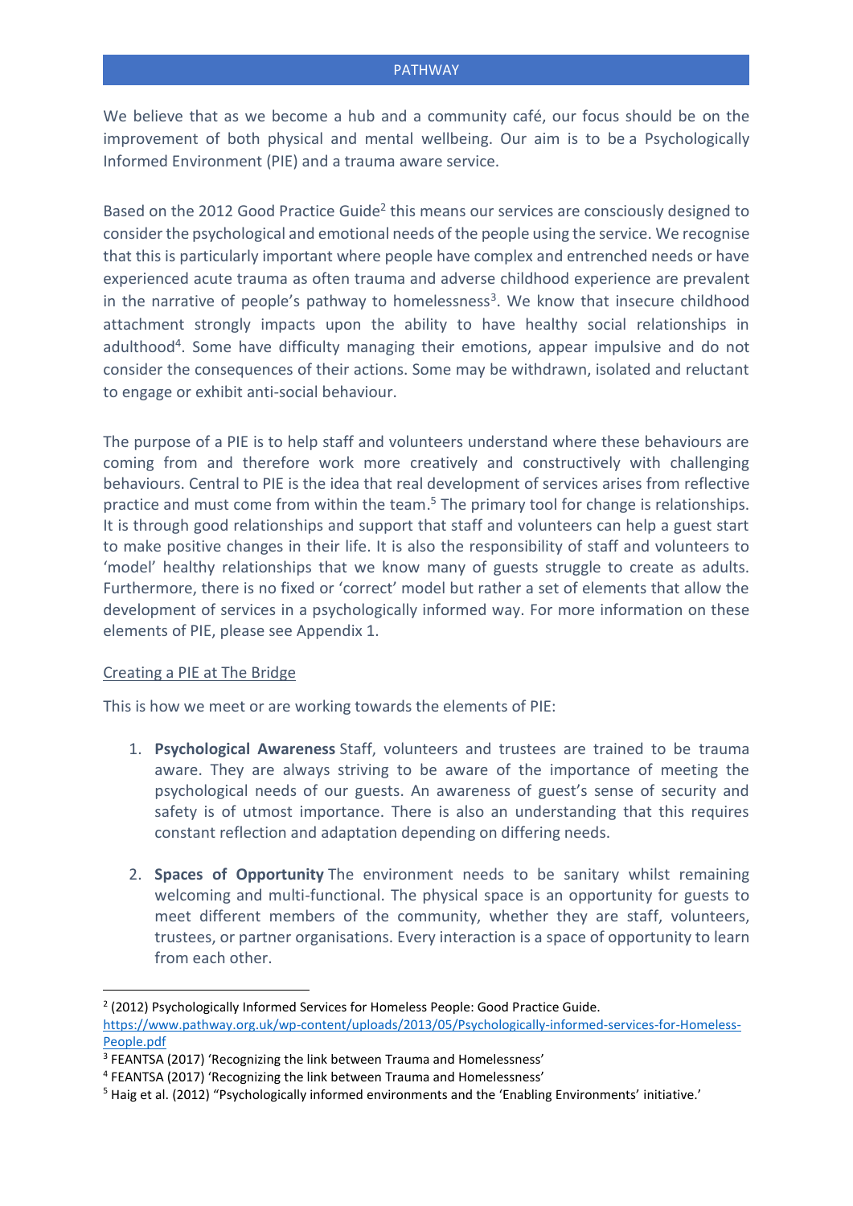## PATHWAY

We believe that as we become a hub and a community café, our focus should be on the improvement of both physical and mental wellbeing. Our aim is to be a Psychologically Informed Environment (PIE) and a trauma aware service.

Based on the 2012 Good Practice Guide[2] this means our services are consciously designed to consider the psychological and emotional needs of the people using the service. We recognise that this is particularly important where people have complex and entrenched needs or have experienced acute trauma as often trauma and adverse childhood experience are prevalent in the narrative of people's pathway to homelessness[3]. We know that insecure childhood attachment strongly impacts upon the ability to have healthy social relationships in adulthood[4]. Some have difficulty managing their emotions, appear impulsive and do not consider the consequences of their actions. Some may be withdrawn, isolated and reluctant to engage or exhibit anti-social behaviour.

The purpose of a PIE is to help staff and volunteers understand where these behaviours are coming from and therefore work more creatively and constructively with challenging behaviours. Central to PIE is the idea that real development of services arises from reflective practice and must come from within the team.[5] The primary tool for change is relationships. It is through good relationships and support that staff and volunteers can help a guest start to make positive changes in their life. It is also the responsibility of staff and volunteers to 'model' healthy relationships that we know many of guests struggle to create as adults. Furthermore, there is no fixed or 'correct' model but rather a set of elements that allow the development of services in a psychologically informed way. For more information on these elements of PIE, please see Appendix 1.

### Creating a PIE at The Bridge

This is how we meet or are working towards the elements of PIE:

1. **Psychological Awareness** Staff, volunteers and trustees are trained to be trauma aware. They are always striving to be aware of the importance of meeting the psychological needs of our guests. An awareness of guest's sense of security and safety is of utmost importance. There is also an understanding that this requires constant reflection and adaptation depending on differing needs.

2. **Spaces of Opportunity** The environment needs to be sanitary whilst remaining welcoming and multi-functional. The physical space is an opportunity for guests to meet different members of the community, whether they are staff, volunteers, trustees, or partner organisations. Every interaction is a space of opportunity to learn from each other.

---

[2] (2012) Psychologically Informed Services for Homeless People: Good Practice Guide. https://www.pathway.org.uk/wp-content/uploads/2013/05/Psychologically-informed-services-for-Homeless-People.pdf

[3] FEANTSA (2017) 'Recognizing the link between Trauma and Homelessness'

[4] FEANTSA (2017) 'Recognizing the link between Trauma and Homelessness'

[5] Haig et al. (2012) "Psychologically informed environments and the 'Enabling Environments' initiative.'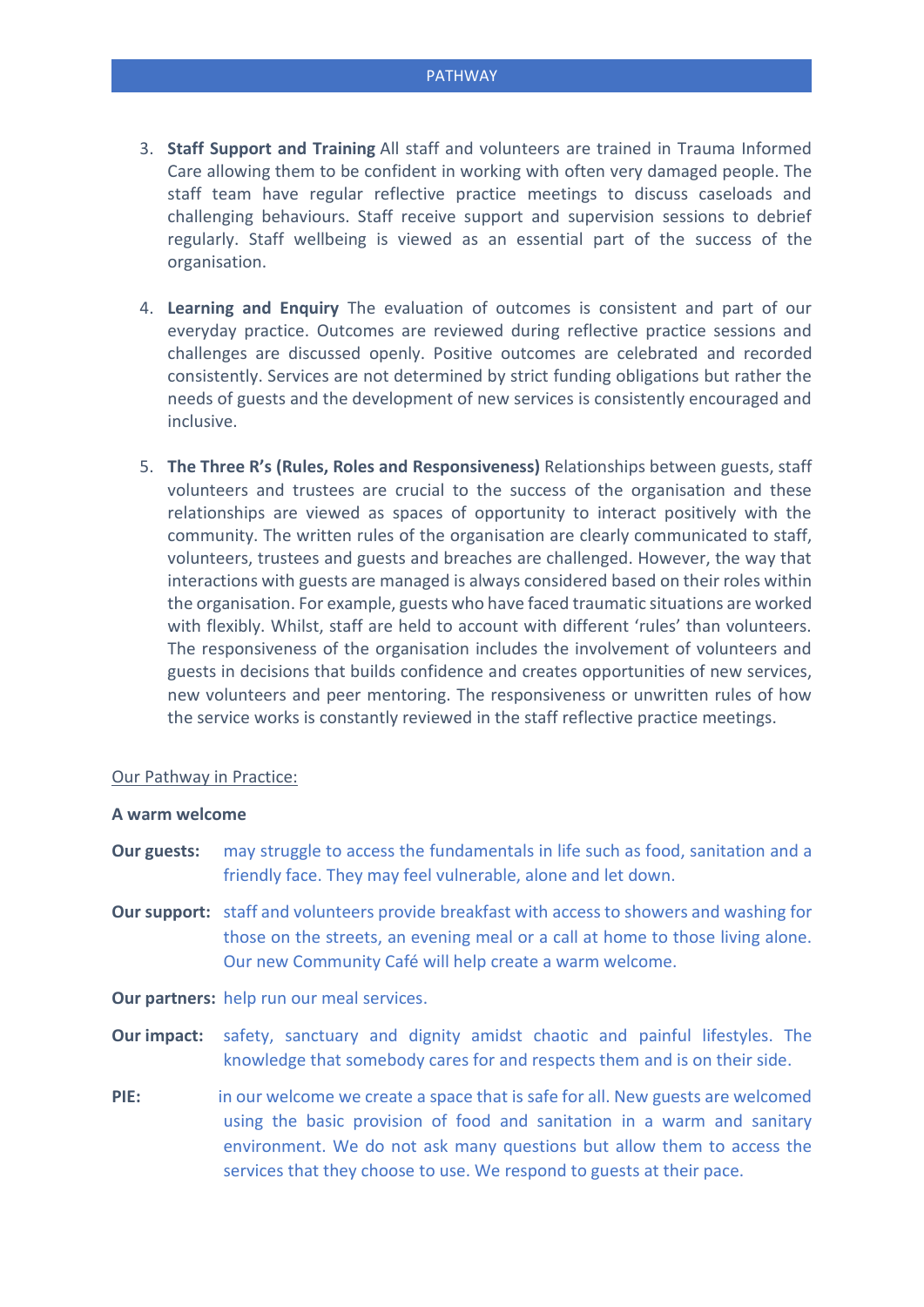3. **Staff Support and Training** All staff and volunteers are trained in Trauma Informed Care allowing them to be confident in working with often very damaged people. The staff team have regular reflective practice meetings to discuss caseloads and challenging behaviours. Staff receive support and supervision sessions to debrief regularly. Staff wellbeing is viewed as an essential part of the success of the organisation.

4. **Learning and Enquiry** The evaluation of outcomes is consistent and part of our everyday practice. Outcomes are reviewed during reflective practice sessions and challenges are discussed openly. Positive outcomes are celebrated and recorded consistently. Services are not determined by strict funding obligations but rather the needs of guests and the development of new services is consistently encouraged and inclusive.

5. **The Three R's (Rules, Roles and Responsiveness)** Relationships between guests, staff volunteers and trustees are crucial to the success of the organisation and these relationships are viewed as spaces of opportunity to interact positively with the community. The written rules of the organisation are clearly communicated to staff, volunteers, trustees and guests and breaches are challenged. However, the way that interactions with guests are managed is always considered based on their roles within the organisation. For example, guests who have faced traumatic situations are worked with flexibly. Whilst, staff are held to account with different 'rules' than volunteers. The responsiveness of the organisation includes the involvement of volunteers and guests in decisions that builds confidence and creates opportunities of new services, new volunteers and peer mentoring. The responsiveness or unwritten rules of how the service works is constantly reviewed in the staff reflective practice meetings.

Our Pathway in Practice:

**A warm welcome**

**Our guests:** may struggle to access the fundamentals in life such as food, sanitation and a friendly face. They may feel vulnerable, alone and let down.

**Our support:** staff and volunteers provide breakfast with access to showers and washing for those on the streets, an evening meal or a call at home to those living alone. Our new Community Café will help create a warm welcome.

**Our partners:** help run our meal services.

**Our impact:** safety, sanctuary and dignity amidst chaotic and painful lifestyles. The knowledge that somebody cares for and respects them and is on their side.

**PIE:** in our welcome we create a space that is safe for all. New guests are welcomed using the basic provision of food and sanitation in a warm and sanitary environment. We do not ask many questions but allow them to access the services that they choose to use. We respond to guests at their pace.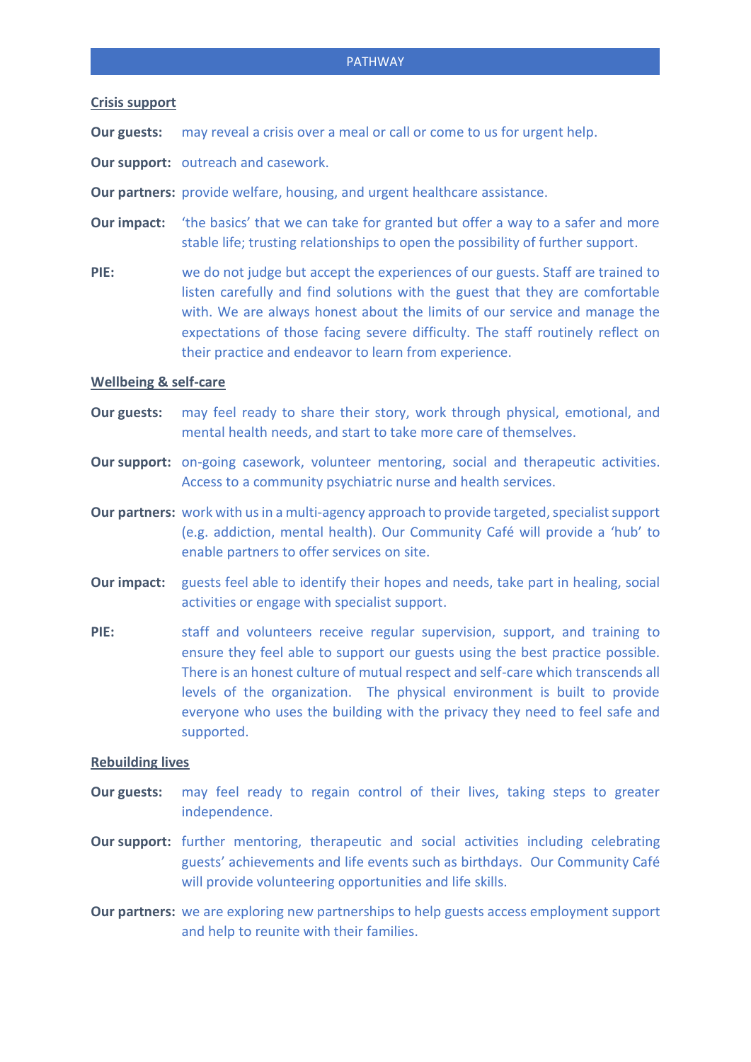## PATHWAY

**Crisis support**

**Our guests:** may reveal a crisis over a meal or call or come to us for urgent help.

**Our support:** outreach and casework.

**Our partners:** provide welfare, housing, and urgent healthcare assistance.

**Our impact:** 'the basics' that we can take for granted but offer a way to a safer and more stable life; trusting relationships to open the possibility of further support.

**PIE:** we do not judge but accept the experiences of our guests. Staff are trained to listen carefully and find solutions with the guest that they are comfortable with. We are always honest about the limits of our service and manage the expectations of those facing severe difficulty. The staff routinely reflect on their practice and endeavor to learn from experience.

**Wellbeing & self-care**

**Our guests:** may feel ready to share their story, work through physical, emotional, and mental health needs, and start to take more care of themselves.

**Our support:** on-going casework, volunteer mentoring, social and therapeutic activities. Access to a community psychiatric nurse and health services.

**Our partners:** work with us in a multi-agency approach to provide targeted, specialist support (e.g. addiction, mental health). Our Community Café will provide a 'hub' to enable partners to offer services on site.

**Our impact:** guests feel able to identify their hopes and needs, take part in healing, social activities or engage with specialist support.

**PIE:** staff and volunteers receive regular supervision, support, and training to ensure they feel able to support our guests using the best practice possible. There is an honest culture of mutual respect and self-care which transcends all levels of the organization. The physical environment is built to provide everyone who uses the building with the privacy they need to feel safe and supported.

**Rebuilding lives**

**Our guests:** may feel ready to regain control of their lives, taking steps to greater independence.

**Our support:** further mentoring, therapeutic and social activities including celebrating guests' achievements and life events such as birthdays. Our Community Café will provide volunteering opportunities and life skills.

**Our partners:** we are exploring new partnerships to help guests access employment support and help to reunite with their families.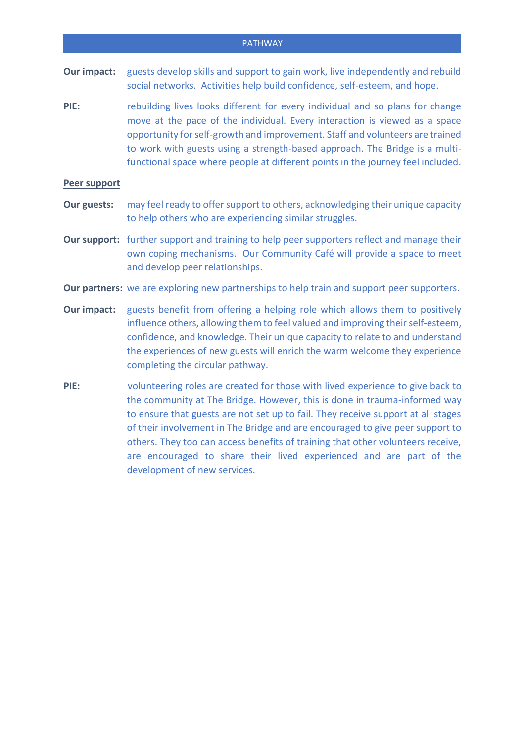## PATHWAY

**Our impact:** guests develop skills and support to gain work, live independently and rebuild social networks. Activities help build confidence, self-esteem, and hope.

**PIE:** rebuilding lives looks different for every individual and so plans for change move at the pace of the individual. Every interaction is viewed as a space opportunity for self-growth and improvement. Staff and volunteers are trained to work with guests using a strength-based approach. The Bridge is a multi-functional space where people at different points in the journey feel included.

<u>**Peer support**</u>

**Our guests:** may feel ready to offer support to others, acknowledging their unique capacity to help others who are experiencing similar struggles.

**Our support:** further support and training to help peer supporters reflect and manage their own coping mechanisms. Our Community Café will provide a space to meet and develop peer relationships.

**Our partners:** we are exploring new partnerships to help train and support peer supporters.

**Our impact:** guests benefit from offering a helping role which allows them to positively influence others, allowing them to feel valued and improving their self-esteem, confidence, and knowledge. Their unique capacity to relate to and understand the experiences of new guests will enrich the warm welcome they experience completing the circular pathway.

**PIE:** volunteering roles are created for those with lived experience to give back to the community at The Bridge. However, this is done in trauma-informed way to ensure that guests are not set up to fail. They receive support at all stages of their involvement in The Bridge and are encouraged to give peer support to others. They too can access benefits of training that other volunteers receive, are encouraged to share their lived experienced and are part of the development of new services.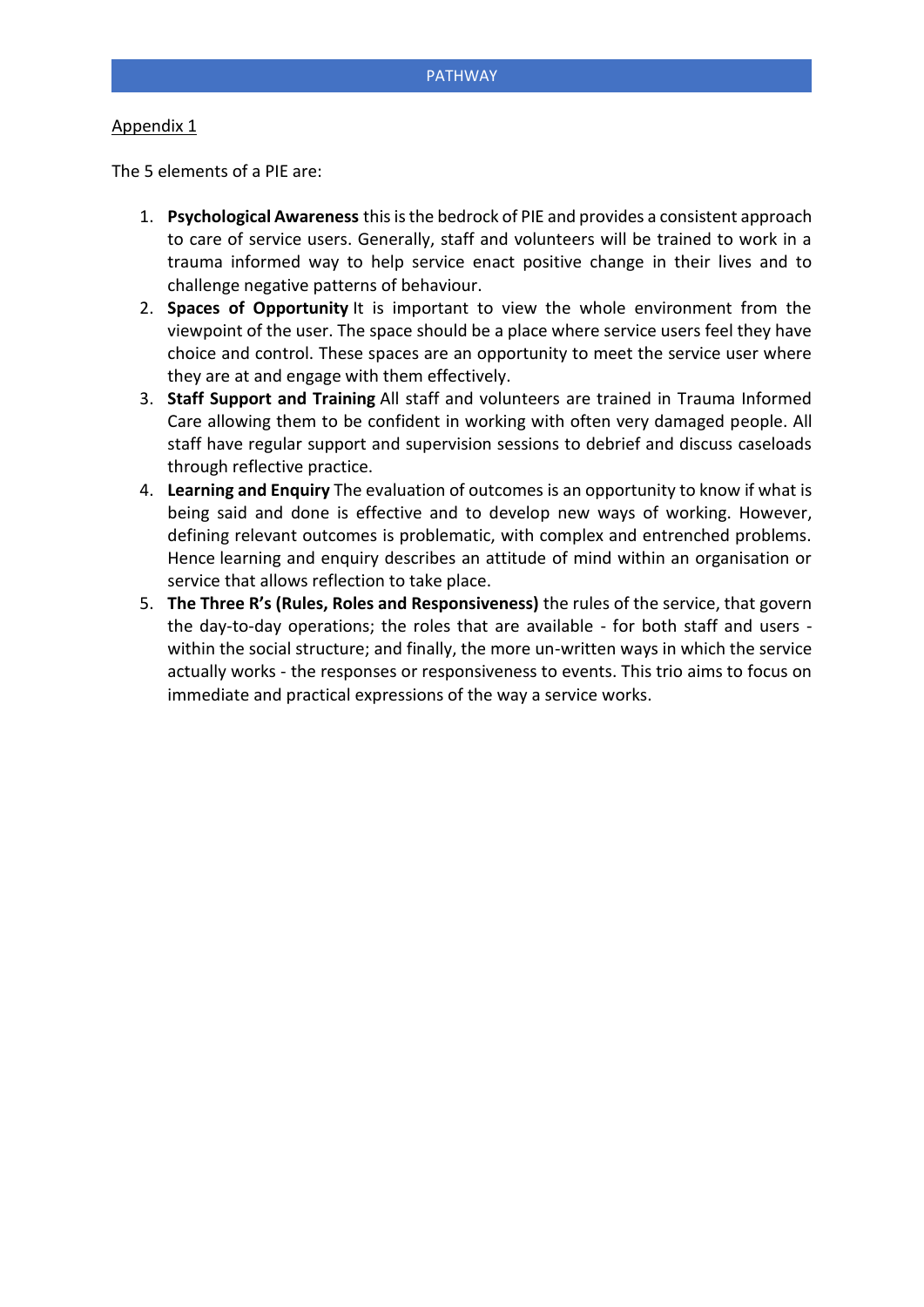Appendix 1

The 5 elements of a PIE are:

1. **Psychological Awareness** this is the bedrock of PIE and provides a consistent approach to care of service users. Generally, staff and volunteers will be trained to work in a trauma informed way to help service enact positive change in their lives and to challenge negative patterns of behaviour.
2. **Spaces of Opportunity** It is important to view the whole environment from the viewpoint of the user. The space should be a place where service users feel they have choice and control. These spaces are an opportunity to meet the service user where they are at and engage with them effectively.
3. **Staff Support and Training** All staff and volunteers are trained in Trauma Informed Care allowing them to be confident in working with often very damaged people. All staff have regular support and supervision sessions to debrief and discuss caseloads through reflective practice.
4. **Learning and Enquiry** The evaluation of outcomes is an opportunity to know if what is being said and done is effective and to develop new ways of working. However, defining relevant outcomes is problematic, with complex and entrenched problems. Hence learning and enquiry describes an attitude of mind within an organisation or service that allows reflection to take place.
5. **The Three R's (Rules, Roles and Responsiveness)** the rules of the service, that govern the day-to-day operations; the roles that are available - for both staff and users - within the social structure; and finally, the more un-written ways in which the service actually works - the responses or responsiveness to events. This trio aims to focus on immediate and practical expressions of the way a service works.